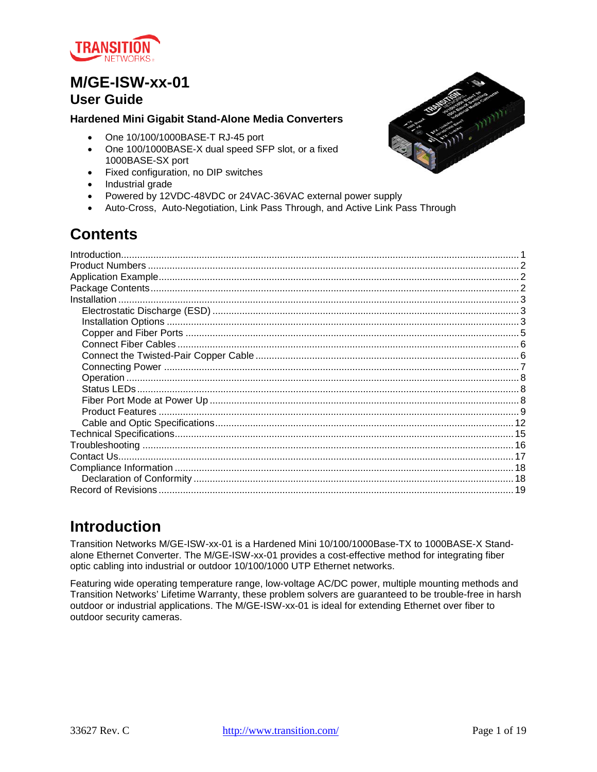# M/GE-ISW-xx-01

## User Guide

### Hardened Mini Gigabit Stand-Alone Media Converters

- One 10/100/1000BASE-T RJ-45 port
- One 100/1000BASE-X dual speed SFP slot, or a fixed 1000BASE-SX port
- Fixed configuration, no DIP switches
- Industrial grade
- Powered by 12VDC-48VDC or 24VAC-36VAC external power supply
- Auto-Cross, Auto-Negotiation, Link Pass Through, and Active Link Pass Through

## Contents

Introduction .......... 1
Product Numbers .......... 2
Application Example .......... 2
Package Contents .......... 2
Installation .......... 3
- Electrostatic Discharge (ESD) .......... 3
- Installation Options .......... 3
- Copper and Fiber Ports .......... 5
- Connect Fiber Cables .......... 6
- Connect the Twisted-Pair Copper Cable .......... 6
- Connecting Power .......... 7
- Operation .......... 8
- Status LEDs .......... 8
- Fiber Port Mode at Power Up .......... 8
- Product Features .......... 9
- Cable and Optic Specifications .......... 12

Technical Specifications .......... 15
Troubleshooting .......... 16
Contact Us .......... 17
Compliance Information .......... 18
- Declaration of Conformity .......... 18

Record of Revisions .......... 19

## Introduction

Transition Networks M/GE-ISW-xx-01 is a Hardened Mini 10/100/1000Base-TX to 1000BASE-X Stand-alone Ethernet Converter. The M/GE-ISW-xx-01 provides a cost-effective method for integrating fiber optic cabling into industrial or outdoor 10/100/1000 UTP Ethernet networks.

Featuring wide operating temperature range, low-voltage AC/DC power, multiple mounting methods and Transition Networks' Lifetime Warranty, these problem solvers are guaranteed to be trouble-free in harsh outdoor or industrial applications. The M/GE-ISW-xx-01 is ideal for extending Ethernet over fiber to outdoor security cameras.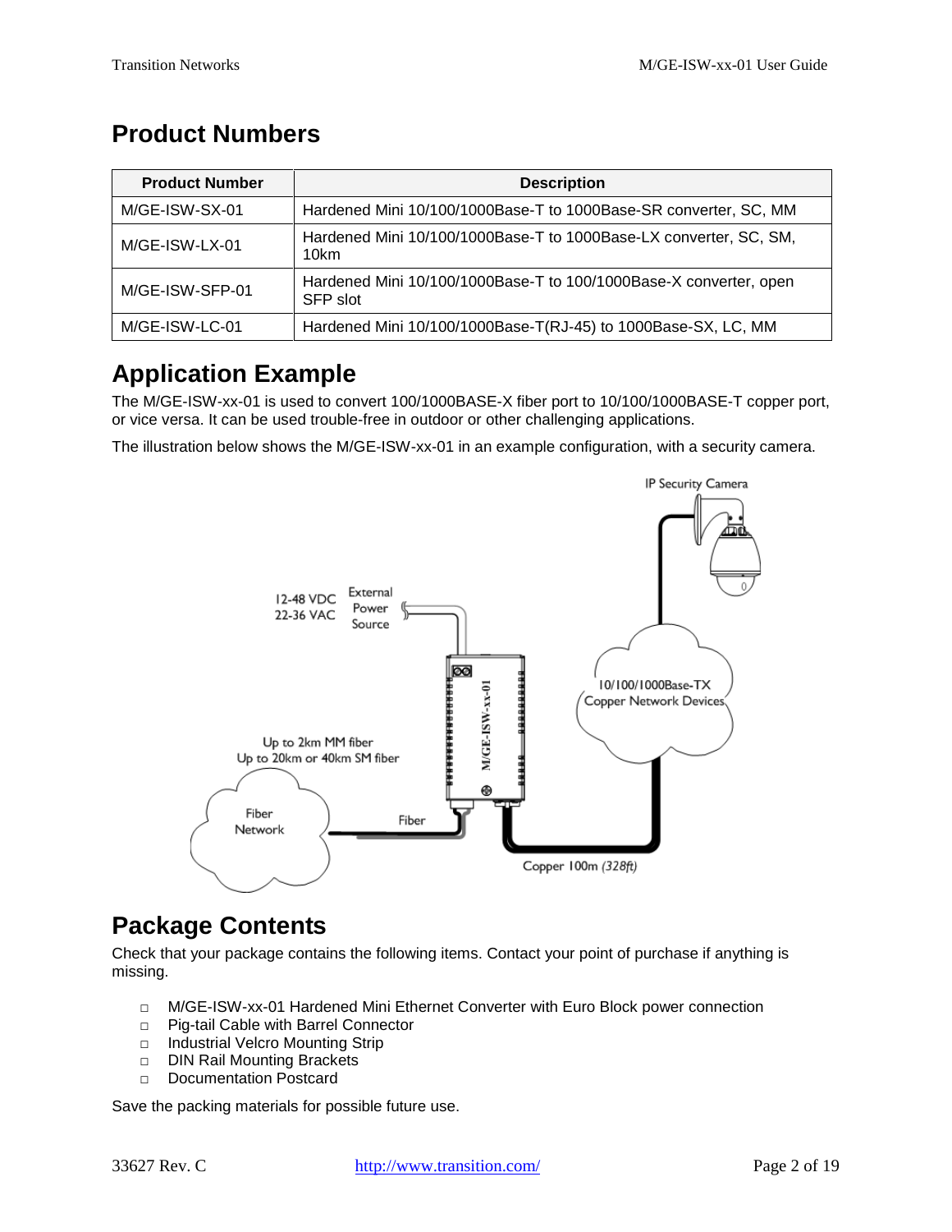## Product Numbers

| Product Number | Description |
| --- | --- |
| M/GE-ISW-SX-01 | Hardened Mini 10/100/1000Base-T to 1000Base-SR converter, SC, MM |
| M/GE-ISW-LX-01 | Hardened Mini 10/100/1000Base-T to 1000Base-LX converter, SC, SM, 10km |
| M/GE-ISW-SFP-01 | Hardened Mini 10/100/1000Base-T to 100/1000Base-X converter, open SFP slot |
| M/GE-ISW-LC-01 | Hardened Mini 10/100/1000Base-T(RJ-45) to 1000Base-SX, LC, MM |

## Application Example

The M/GE-ISW-xx-01 is used to convert 100/1000BASE-X fiber port to 10/100/1000BASE-T copper port, or vice versa. It can be used trouble-free in outdoor or other challenging applications.

The illustration below shows the M/GE-ISW-xx-01 in an example configuration, with a security camera.

IP Security Camera

12-48 VDC
22-36 VAC

External Power Source

10/100/1000Base-TX Copper Network Devices

Up to 2km MM fiber
Up to 20km or 40km SM fiber

Fiber Network

Fiber

Copper 100m *(328ft)*

## Package Contents

Check that your package contains the following items. Contact your point of purchase if anything is missing.

- M/GE-ISW-xx-01 Hardened Mini Ethernet Converter with Euro Block power connection
- Pig-tail Cable with Barrel Connector
- Industrial Velcro Mounting Strip
- DIN Rail Mounting Brackets
- Documentation Postcard

Save the packing materials for possible future use.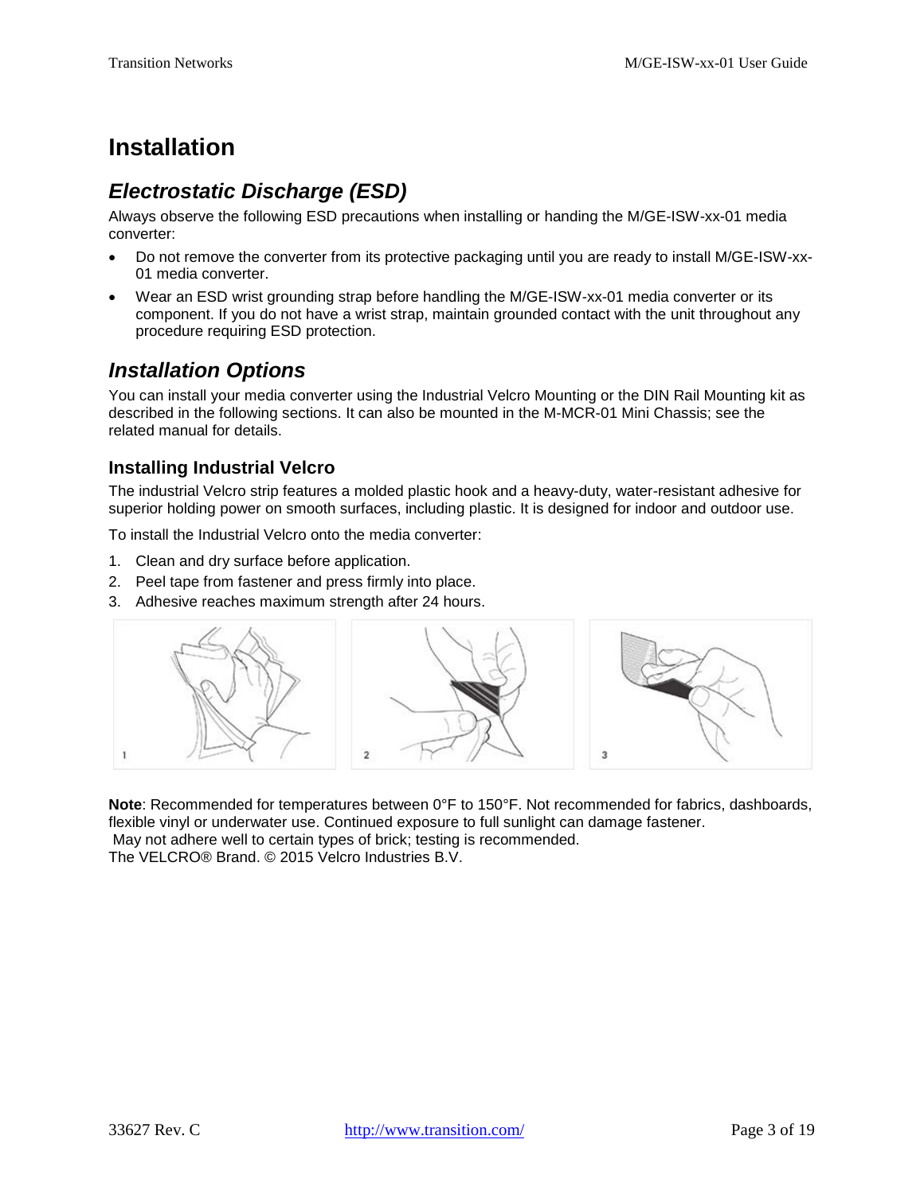# Installation

## *Electrostatic Discharge (ESD)*

Always observe the following ESD precautions when installing or handing the M/GE-ISW-xx-01 media converter:

- Do not remove the converter from its protective packaging until you are ready to install M/GE-ISW-xx-01 media converter.
- Wear an ESD wrist grounding strap before handling the M/GE-ISW-xx-01 media converter or its component. If you do not have a wrist strap, maintain grounded contact with the unit throughout any procedure requiring ESD protection.

## *Installation Options*

You can install your media converter using the Industrial Velcro Mounting or the DIN Rail Mounting kit as described in the following sections. It can also be mounted in the M-MCR-01 Mini Chassis; see the related manual for details.

### Installing Industrial Velcro

The industrial Velcro strip features a molded plastic hook and a heavy-duty, water-resistant adhesive for superior holding power on smooth surfaces, including plastic. It is designed for indoor and outdoor use.

To install the Industrial Velcro onto the media converter:

1. Clean and dry surface before application.
2. Peel tape from fastener and press firmly into place.
3. Adhesive reaches maximum strength after 24 hours.

**Note**: Recommended for temperatures between 0°F to 150°F. Not recommended for fabrics, dashboards, flexible vinyl or underwater use. Continued exposure to full sunlight can damage fastener.
May not adhere well to certain types of brick; testing is recommended.
The VELCRO® Brand. © 2015 Velcro Industries B.V.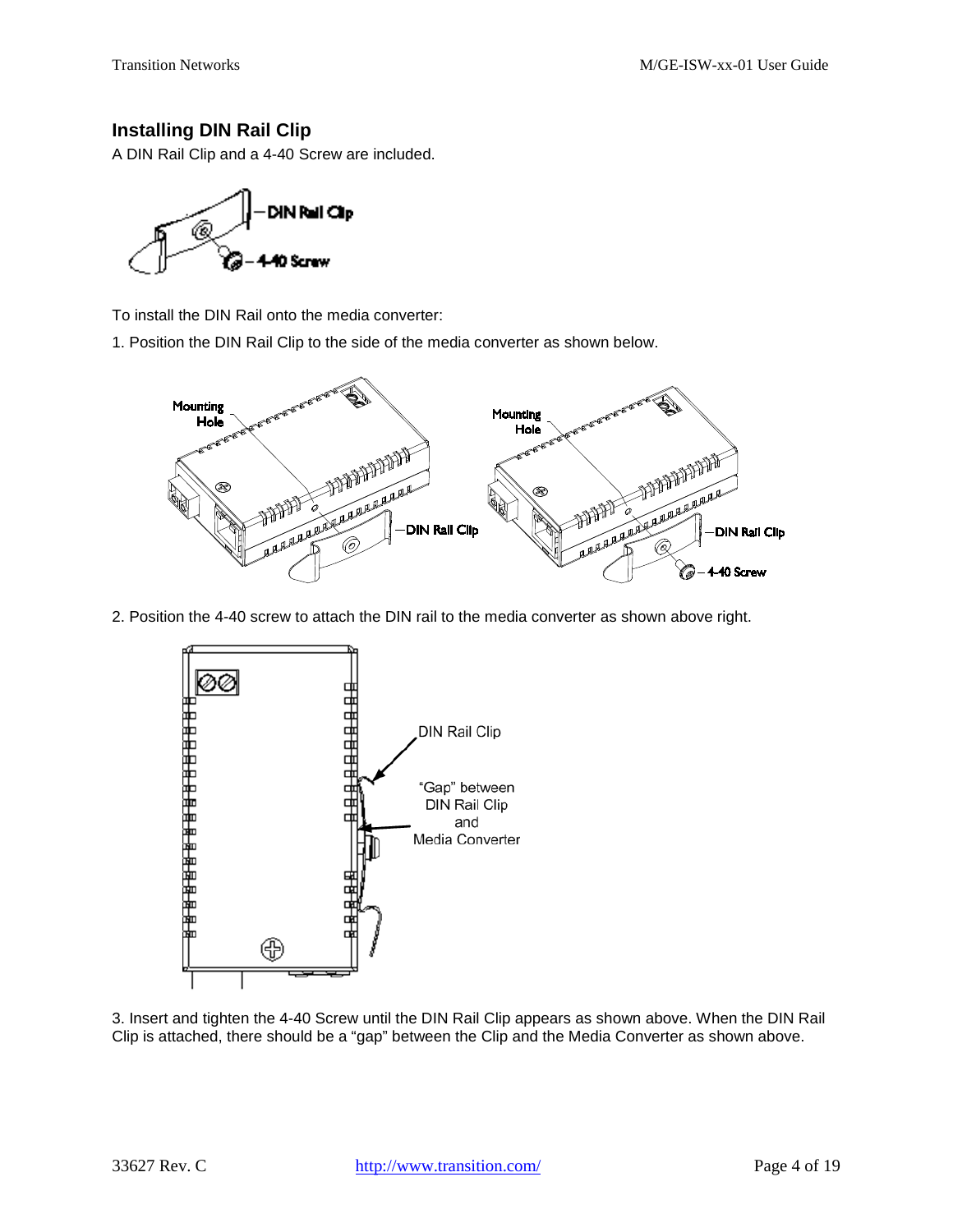## Installing DIN Rail Clip

A DIN Rail Clip and a 4-40 Screw are included.

To install the DIN Rail onto the media converter:

1. Position the DIN Rail Clip to the side of the media converter as shown below.

2. Position the 4-40 screw to attach the DIN rail to the media converter as shown above right.

3. Insert and tighten the 4-40 Screw until the DIN Rail Clip appears as shown above. When the DIN Rail Clip is attached, there should be a "gap" between the Clip and the Media Converter as shown above.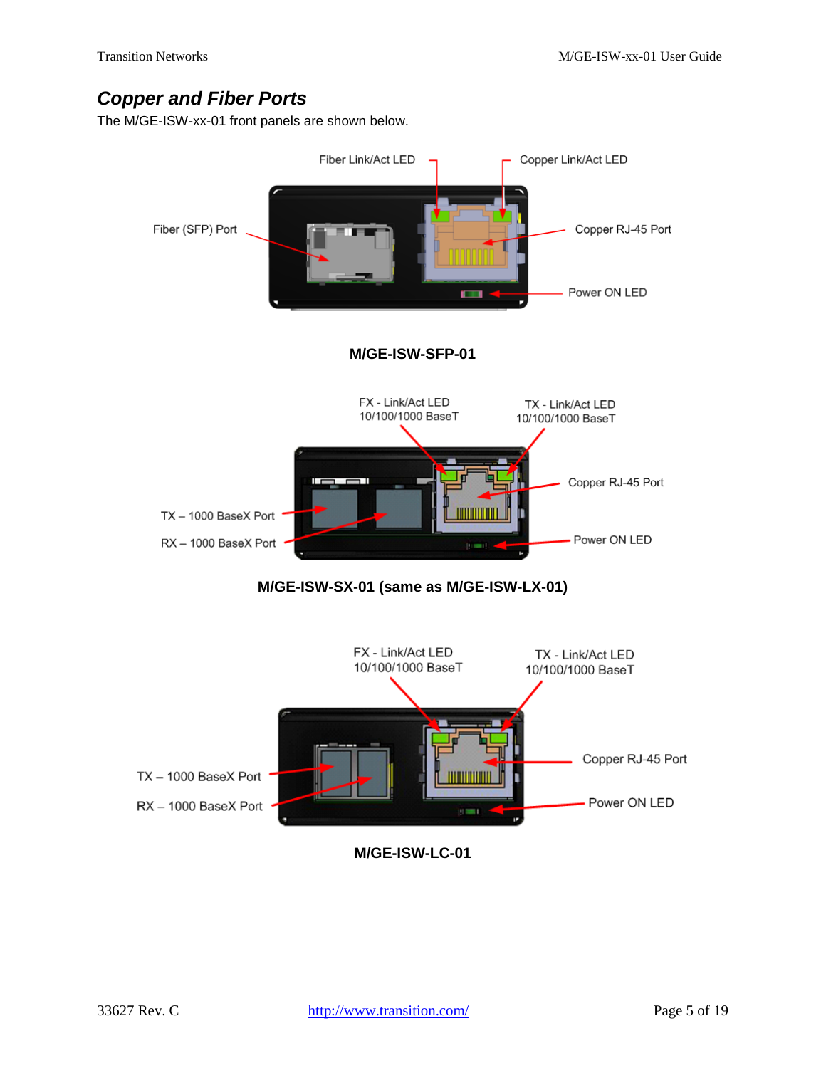## Copper and Fiber Ports

The M/GE-ISW-xx-01 front panels are shown below.

Fiber Link/Act LED

Copper Link/Act LED

Fiber (SFP) Port

Copper RJ-45 Port

Power ON LED

**M/GE-ISW-SFP-01**

FX - Link/Act LED 10/100/1000 BaseT

TX - Link/Act LED 10/100/1000 BaseT

Copper RJ-45 Port

TX – 1000 BaseX Port

RX – 1000 BaseX Port

Power ON LED

**M/GE-ISW-SX-01 (same as M/GE-ISW-LX-01)**

FX - Link/Act LED 10/100/1000 BaseT

TX - Link/Act LED 10/100/1000 BaseT

Copper RJ-45 Port

TX – 1000 BaseX Port

RX – 1000 BaseX Port

Power ON LED

**M/GE-ISW-LC-01**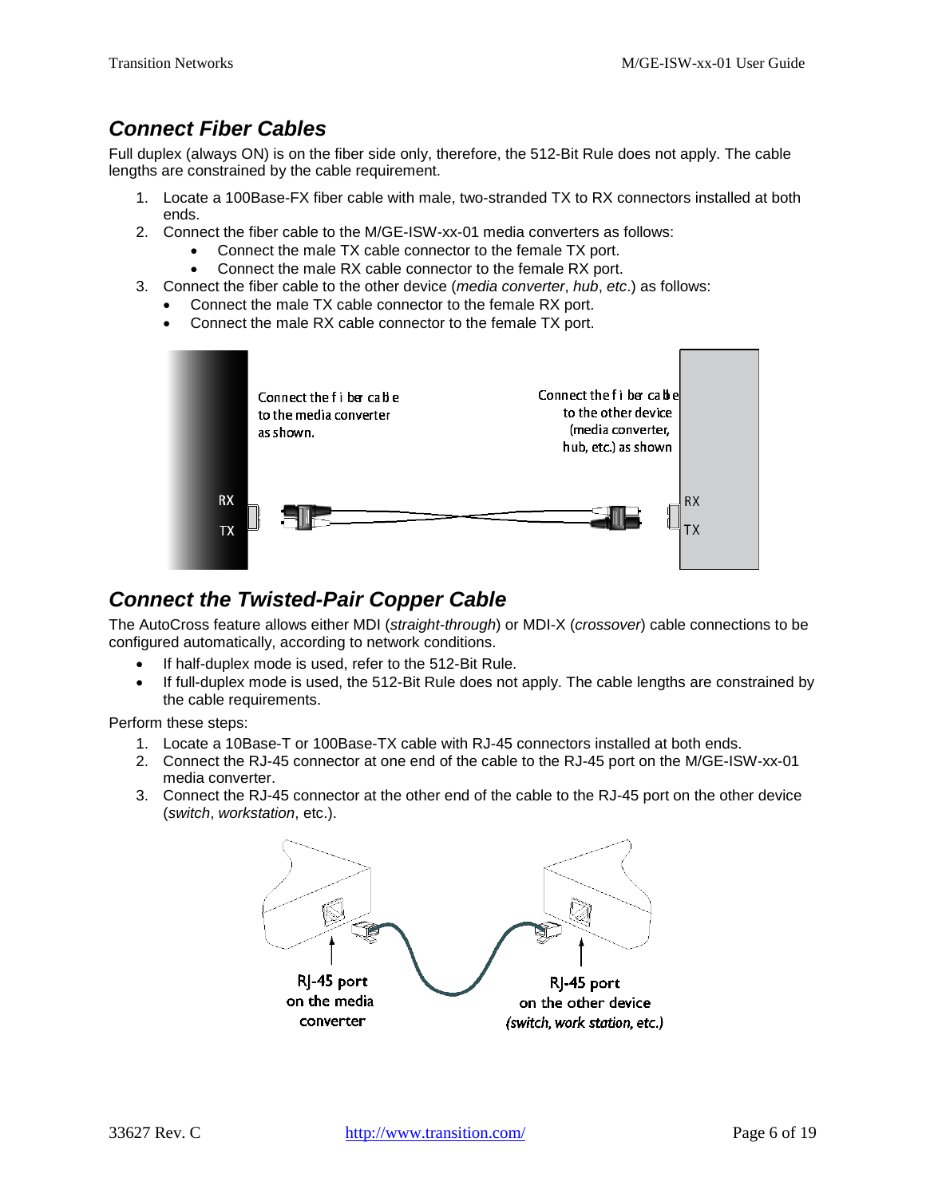## Connect Fiber Cables

Full duplex (always ON) is on the fiber side only, therefore, the 512-Bit Rule does not apply. The cable lengths are constrained by the cable requirement.

1. Locate a 100Base-FX fiber cable with male, two-stranded TX to RX connectors installed at both ends.
2. Connect the fiber cable to the M/GE-ISW-xx-01 media converters as follows:
   - Connect the male TX cable connector to the female TX port.
   - Connect the male RX cable connector to the female RX port.
3. Connect the fiber cable to the other device (*media converter*, *hub*, *etc*.) as follows:
   - Connect the male TX cable connector to the female RX port.
   - Connect the male RX cable connector to the female TX port.

## Connect the Twisted-Pair Copper Cable

The AutoCross feature allows either MDI (*straight-through*) or MDI-X (*crossover*) cable connections to be configured automatically, according to network conditions.

- If half-duplex mode is used, refer to the 512-Bit Rule.
- If full-duplex mode is used, the 512-Bit Rule does not apply. The cable lengths are constrained by the cable requirements.

Perform these steps:

1. Locate a 10Base-T or 100Base-TX cable with RJ-45 connectors installed at both ends.
2. Connect the RJ-45 connector at one end of the cable to the RJ-45 port on the M/GE-ISW-xx-01 media converter.
3. Connect the RJ-45 connector at the other end of the cable to the RJ-45 port on the other device (*switch*, *workstation*, etc.).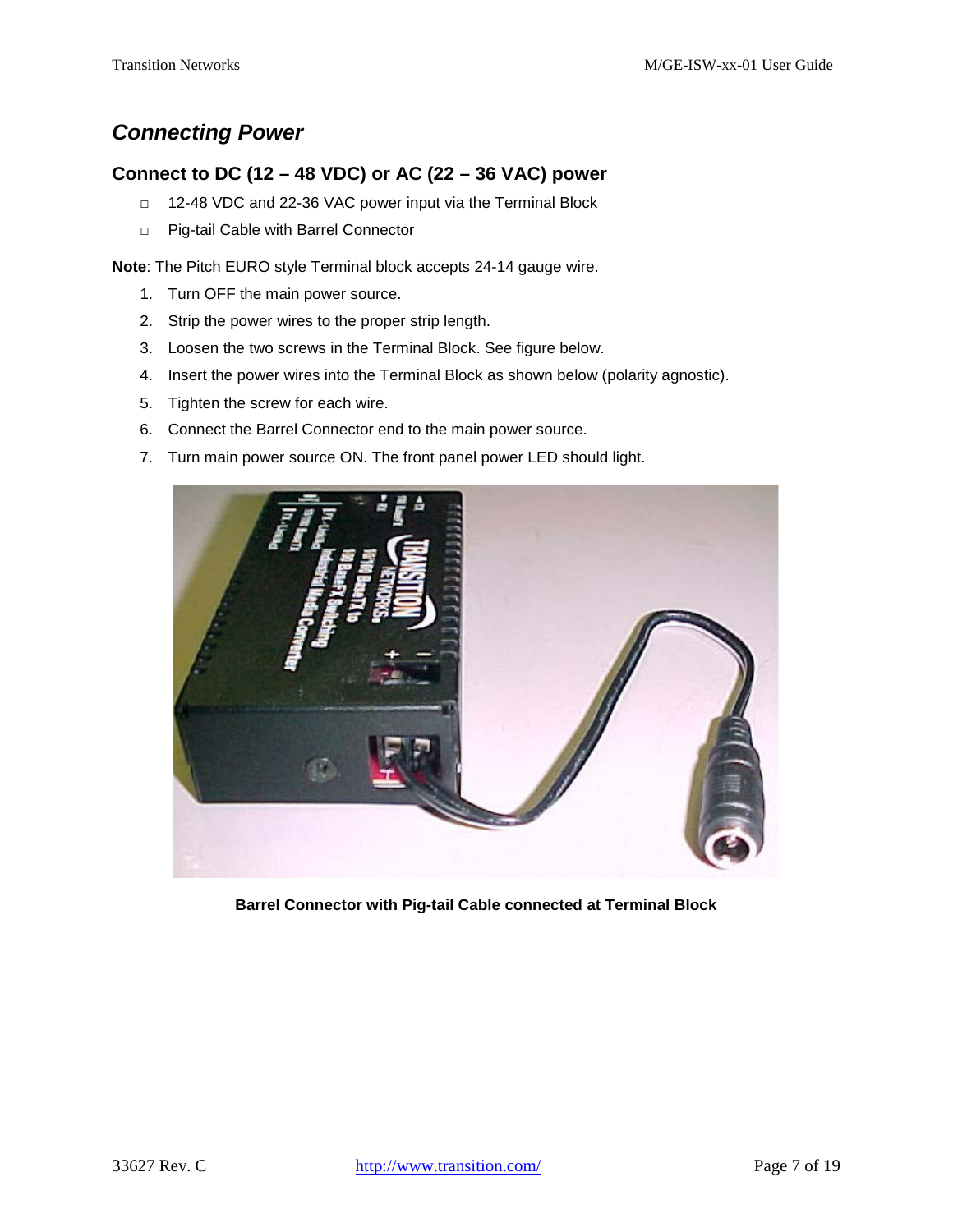## *Connecting Power*

### Connect to DC (12 – 48 VDC) or AC (22 – 36 VAC) power

- 12-48 VDC and 22-36 VAC power input via the Terminal Block
- Pig-tail Cable with Barrel Connector

**Note**: The Pitch EURO style Terminal block accepts 24-14 gauge wire.

1. Turn OFF the main power source.
2. Strip the power wires to the proper strip length.
3. Loosen the two screws in the Terminal Block. See figure below.
4. Insert the power wires into the Terminal Block as shown below (polarity agnostic).
5. Tighten the screw for each wire.
6. Connect the Barrel Connector end to the main power source.
7. Turn main power source ON. The front panel power LED should light.

**Barrel Connector with Pig-tail Cable connected at Terminal Block**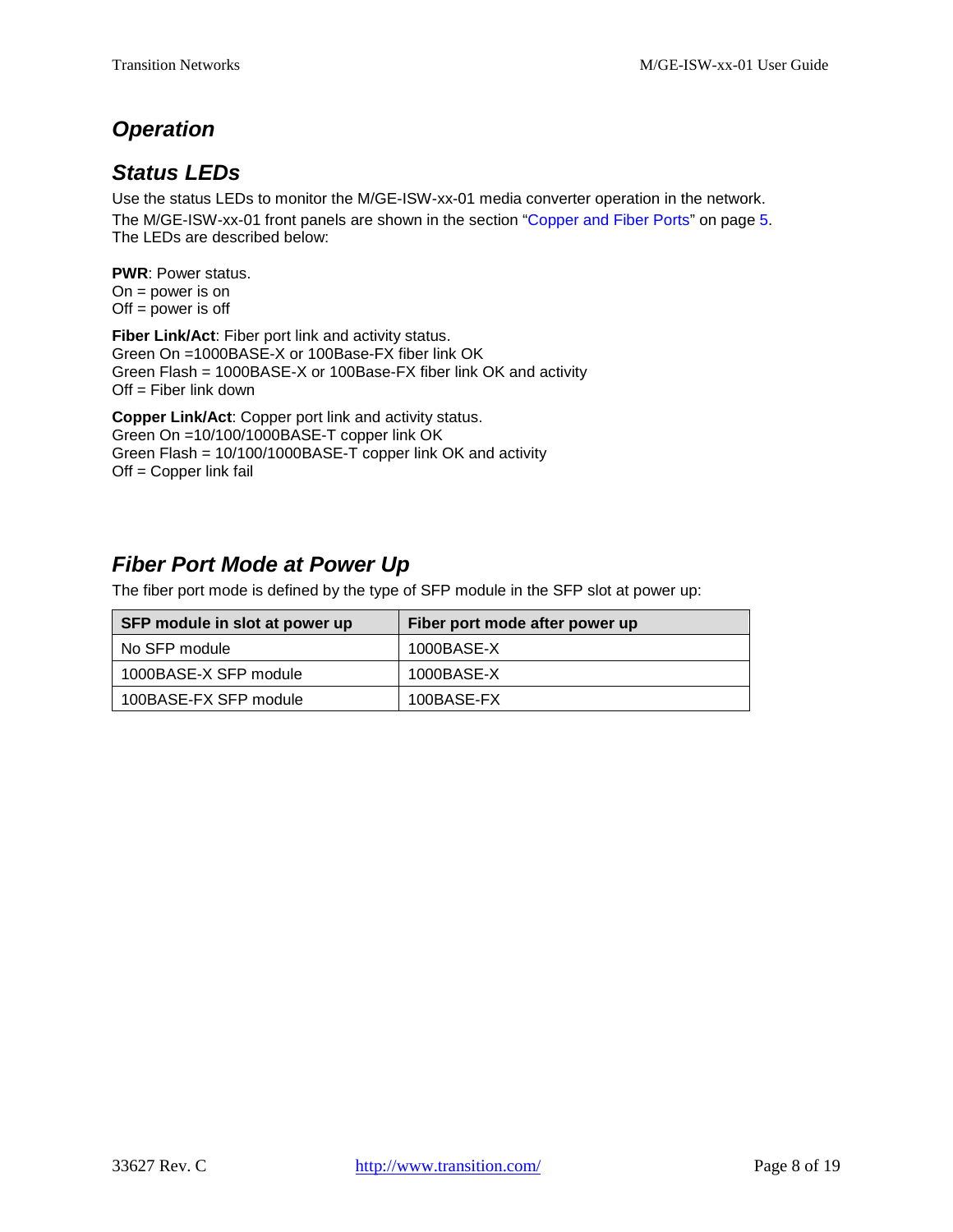## *Operation*

### *Status LEDs*

Use the status LEDs to monitor the M/GE-ISW-xx-01 media converter operation in the network.

The M/GE-ISW-xx-01 front panels are shown in the section "Copper and Fiber Ports" on page 5. The LEDs are described below:

**PWR**: Power status.
On = power is on
Off = power is off

**Fiber Link/Act**: Fiber port link and activity status.
Green On =1000BASE-X or 100Base-FX fiber link OK
Green Flash = 1000BASE-X or 100Base-FX fiber link OK and activity
Off = Fiber link down

**Copper Link/Act**: Copper port link and activity status.
Green On =10/100/1000BASE-T copper link OK
Green Flash = 10/100/1000BASE-T copper link OK and activity
Off = Copper link fail

### *Fiber Port Mode at Power Up*

The fiber port mode is defined by the type of SFP module in the SFP slot at power up:

| SFP module in slot at power up | Fiber port mode after power up |
|---|---|
| No SFP module | 1000BASE-X |
| 1000BASE-X SFP module | 1000BASE-X |
| 100BASE-FX SFP module | 100BASE-FX |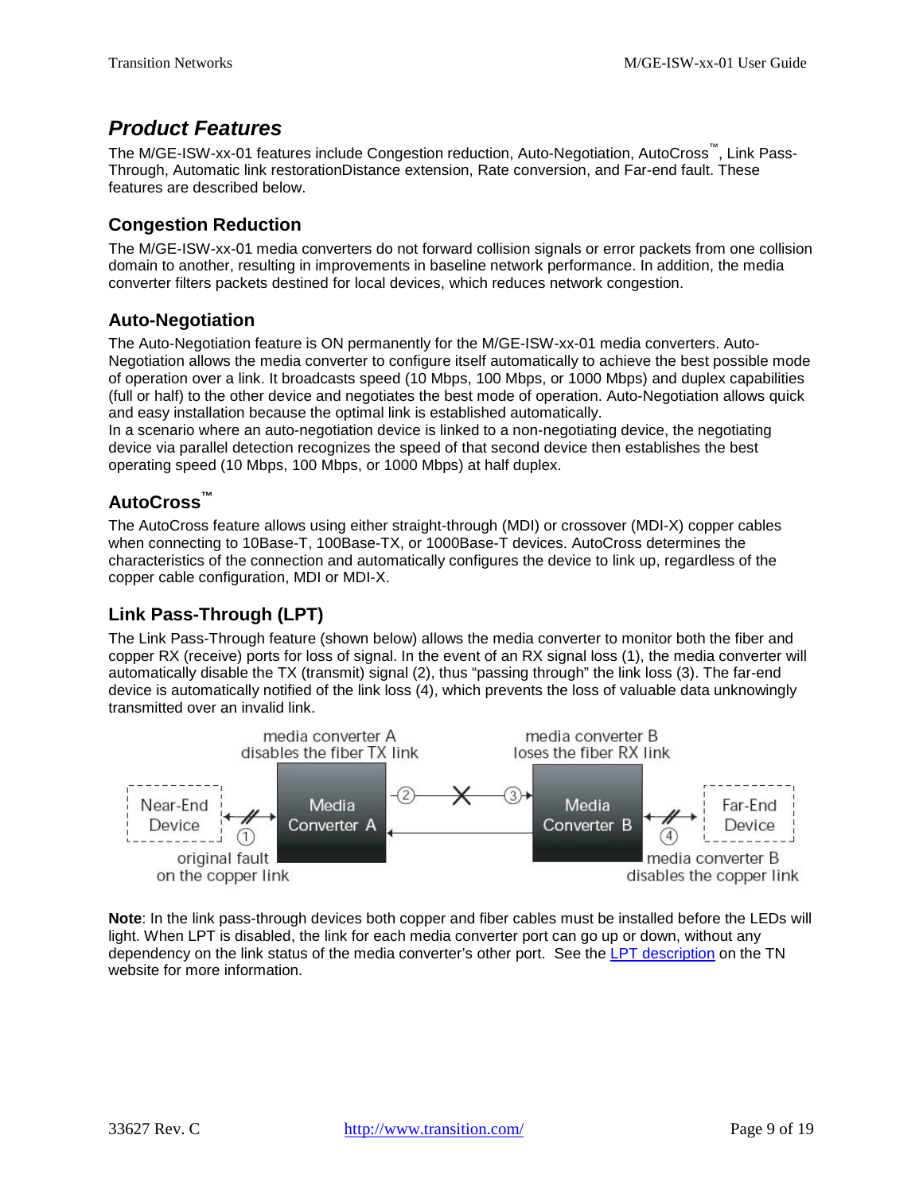## *Product Features*

The M/GE-ISW-xx-01 features include Congestion reduction, Auto-Negotiation, AutoCross™, Link Pass-Through, Automatic link restorationDistance extension, Rate conversion, and Far-end fault. These features are described below.

### Congestion Reduction

The M/GE-ISW-xx-01 media converters do not forward collision signals or error packets from one collision domain to another, resulting in improvements in baseline network performance. In addition, the media converter filters packets destined for local devices, which reduces network congestion.

### Auto-Negotiation

The Auto-Negotiation feature is ON permanently for the M/GE-ISW-xx-01 media converters. Auto-Negotiation allows the media converter to configure itself automatically to achieve the best possible mode of operation over a link. It broadcasts speed (10 Mbps, 100 Mbps, or 1000 Mbps) and duplex capabilities (full or half) to the other device and negotiates the best mode of operation. Auto-Negotiation allows quick and easy installation because the optimal link is established automatically.
In a scenario where an auto-negotiation device is linked to a non-negotiating device, the negotiating device via parallel detection recognizes the speed of that second device then establishes the best operating speed (10 Mbps, 100 Mbps, or 1000 Mbps) at half duplex.

### AutoCross™

The AutoCross feature allows using either straight-through (MDI) or crossover (MDI-X) copper cables when connecting to 10Base-T, 100Base-TX, or 1000Base-T devices. AutoCross determines the characteristics of the connection and automatically configures the device to link up, regardless of the copper cable configuration, MDI or MDI-X.

### Link Pass-Through (LPT)

The Link Pass-Through feature (shown below) allows the media converter to monitor both the fiber and copper RX (receive) ports for loss of signal. In the event of an RX signal loss (1), the media converter will automatically disable the TX (transmit) signal (2), thus "passing through" the link loss (3). The far-end device is automatically notified of the link loss (4), which prevents the loss of valuable data unknowingly transmitted over an invalid link.

media converter A disables the fiber TX link | media converter B loses the fiber RX link
Near-End Device | Media Converter A | Media Converter B | Far-End Device
(1) original fault on the copper link | (2) | (3) | (4) media converter B disables the copper link

**Note**: In the link pass-through devices both copper and fiber cables must be installed before the LEDs will light. When LPT is disabled, the link for each media converter port can go up or down, without any dependency on the link status of the media converter's other port. See the LPT description on the TN website for more information.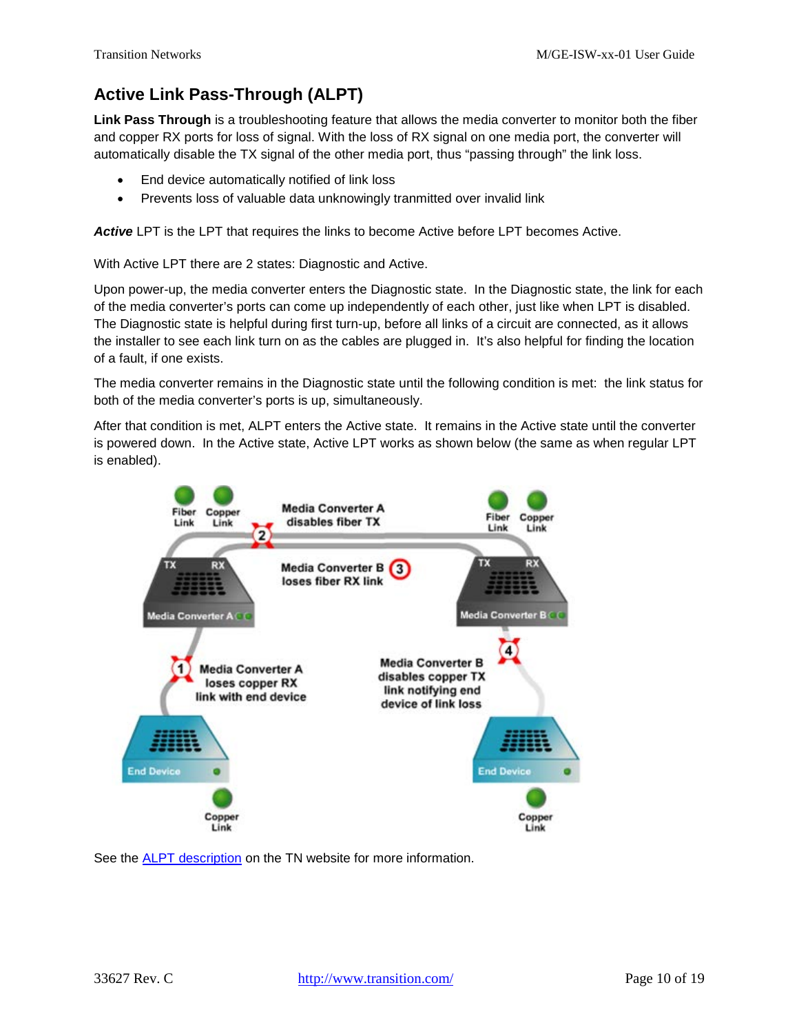## Active Link Pass-Through (ALPT)

**Link Pass Through** is a troubleshooting feature that allows the media converter to monitor both the fiber and copper RX ports for loss of signal. With the loss of RX signal on one media port, the converter will automatically disable the TX signal of the other media port, thus "passing through" the link loss.

- End device automatically notified of link loss
- Prevents loss of valuable data unknowingly tranmitted over invalid link

***Active*** LPT is the LPT that requires the links to become Active before LPT becomes Active.

With Active LPT there are 2 states: Diagnostic and Active.

Upon power-up, the media converter enters the Diagnostic state. In the Diagnostic state, the link for each of the media converter's ports can come up independently of each other, just like when LPT is disabled. The Diagnostic state is helpful during first turn-up, before all links of a circuit are connected, as it allows the installer to see each link turn on as the cables are plugged in. It's also helpful for finding the location of a fault, if one exists.

The media converter remains in the Diagnostic state until the following condition is met: the link status for both of the media converter's ports is up, simultaneously.

After that condition is met, ALPT enters the Active state. It remains in the Active state until the converter is powered down. In the Active state, Active LPT works as shown below (the same as when regular LPT is enabled).

See the [ALPT description](ALPT description) on the TN website for more information.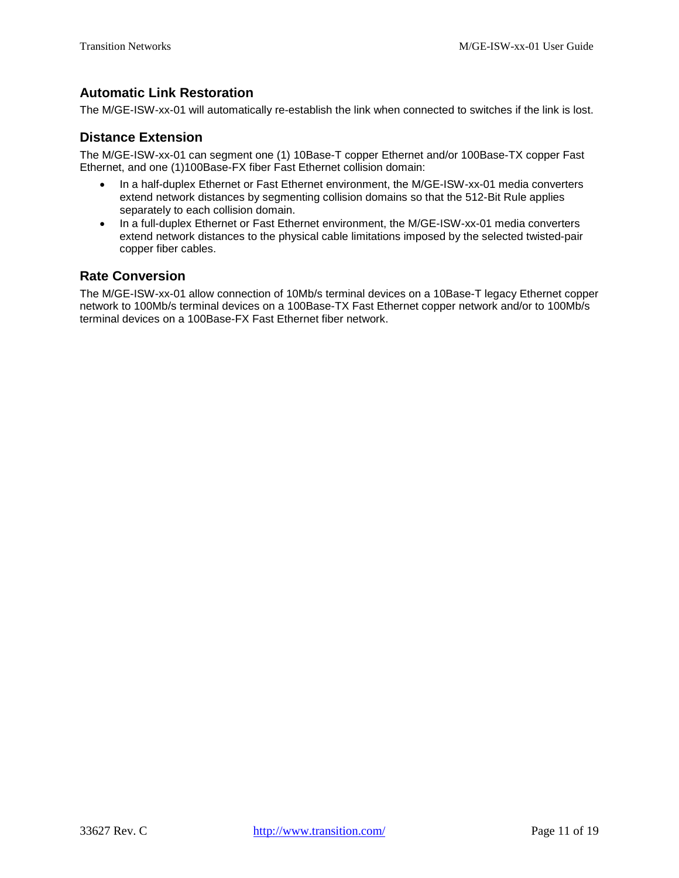## Automatic Link Restoration

The M/GE-ISW-xx-01 will automatically re-establish the link when connected to switches if the link is lost.

## Distance Extension

The M/GE-ISW-xx-01 can segment one (1) 10Base-T copper Ethernet and/or 100Base-TX copper Fast Ethernet, and one (1)100Base-FX fiber Fast Ethernet collision domain:

- In a half-duplex Ethernet or Fast Ethernet environment, the M/GE-ISW-xx-01 media converters extend network distances by segmenting collision domains so that the 512-Bit Rule applies separately to each collision domain.
- In a full-duplex Ethernet or Fast Ethernet environment, the M/GE-ISW-xx-01 media converters extend network distances to the physical cable limitations imposed by the selected twisted-pair copper fiber cables.

## Rate Conversion

The M/GE-ISW-xx-01 allow connection of 10Mb/s terminal devices on a 10Base-T legacy Ethernet copper network to 100Mb/s terminal devices on a 100Base-TX Fast Ethernet copper network and/or to 100Mb/s terminal devices on a 100Base-FX Fast Ethernet fiber network.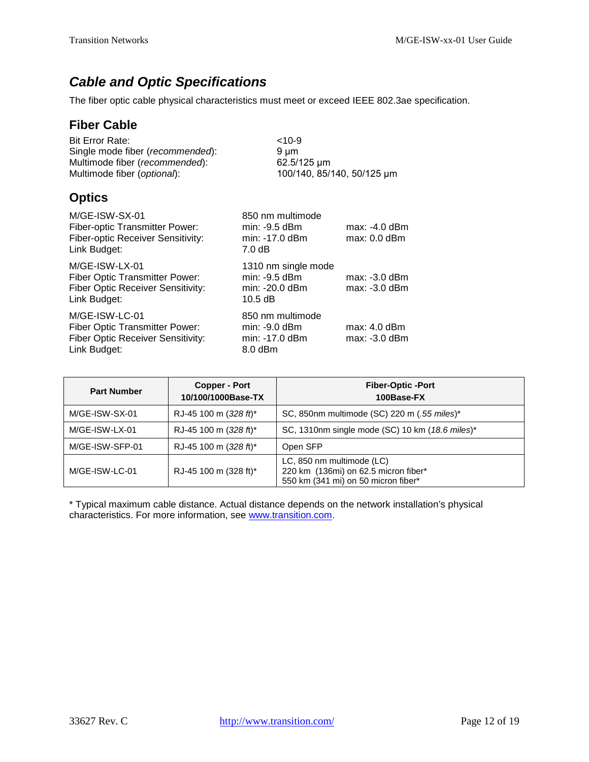## *Cable and Optic Specifications*

The fiber optic cable physical characteristics must meet or exceed IEEE 802.3ae specification.

### Fiber Cable

| | |
|---|---|
| Bit Error Rate: | <10-9 |
| Single mode fiber (*recommended*): | 9 µm |
| Multimode fiber (*recommended*): | 62.5/125 µm |
| Multimode fiber (*optional*): | 100/140, 85/140, 50/125 µm |

### Optics

| | | |
|---|---|---|
| M/GE-ISW-SX-01 | 850 nm multimode | |
| Fiber-optic Transmitter Power: | min: -9.5 dBm | max: -4.0 dBm |
| Fiber-optic Receiver Sensitivity: | min: -17.0 dBm | max: 0.0 dBm |
| Link Budget: | 7.0 dB | |

| | | |
|---|---|---|
| M/GE-ISW-LX-01 | 1310 nm single mode | |
| Fiber Optic Transmitter Power: | min: -9.5 dBm | max: -3.0 dBm |
| Fiber Optic Receiver Sensitivity: | min: -20.0 dBm | max: -3.0 dBm |
| Link Budget: | 10.5 dB | |

| | | |
|---|---|---|
| M/GE-ISW-LC-01 | 850 nm multimode | |
| Fiber Optic Transmitter Power: | min: -9.0 dBm | max: 4.0 dBm |
| Fiber Optic Receiver Sensitivity: | min: -17.0 dBm | max: -3.0 dBm |
| Link Budget: | 8.0 dBm | |

| Part Number | Copper - Port 10/100/1000Base-TX | Fiber-Optic -Port 100Base-FX |
|---|---|---|
| M/GE-ISW-SX-01 | RJ-45 100 m (*328 ft*)* | SC, 850nm multimode (SC) 220 m (*.55 miles*)* |
| M/GE-ISW-LX-01 | RJ-45 100 m (*328 ft*)* | SC, 1310nm single mode (SC) 10 km (*18.6 miles*)* |
| M/GE-ISW-SFP-01 | RJ-45 100 m (*328 ft*)* | Open SFP |
| M/GE-ISW-LC-01 | RJ-45 100 m (328 ft)* | LC, 850 nm multimode (LC)<br>220 km (136mi) on 62.5 micron fiber*<br>550 km (341 mi) on 50 micron fiber* |

* Typical maximum cable distance. Actual distance depends on the network installation's physical characteristics. For more information, see www.transition.com.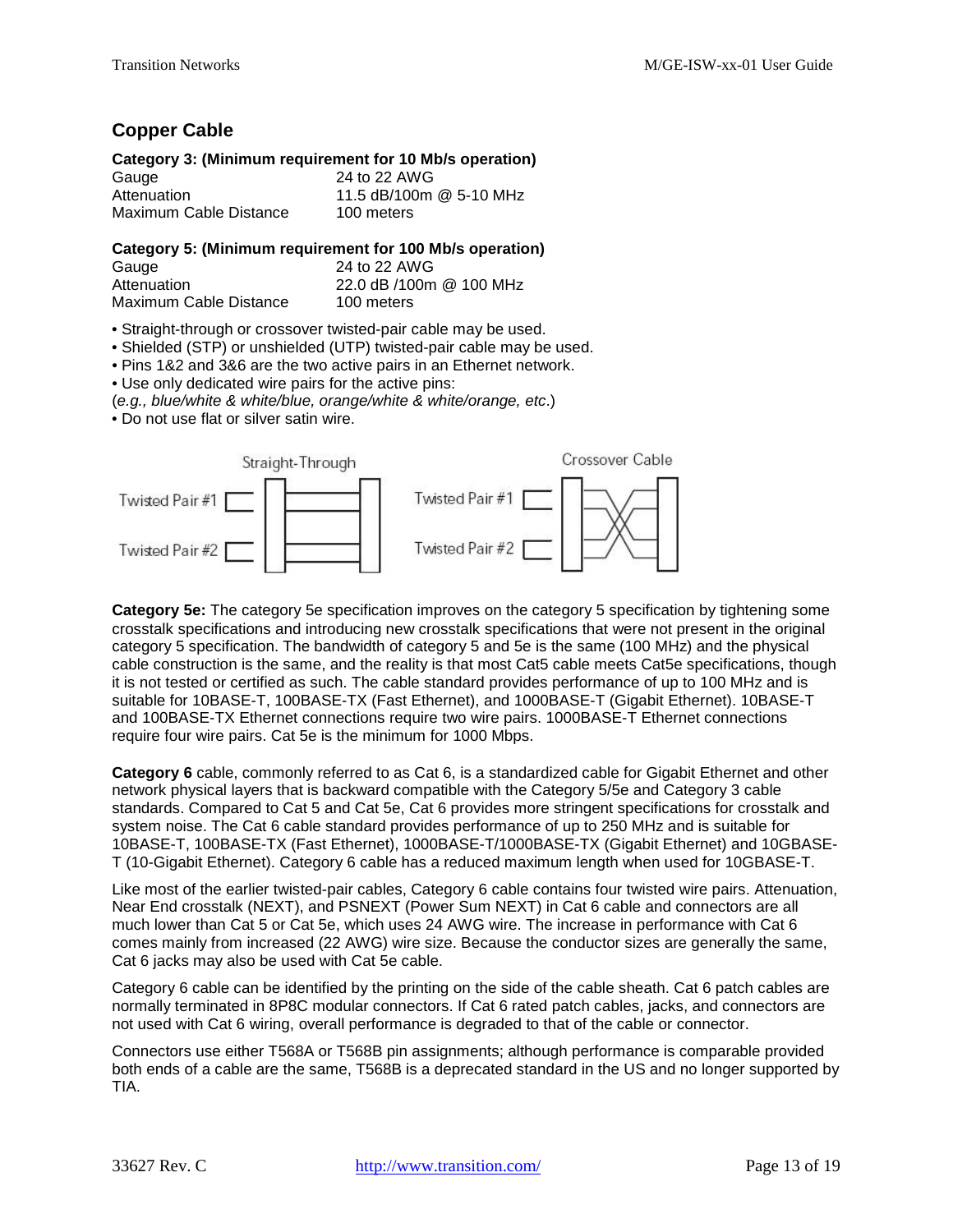## Copper Cable

**Category 3: (Minimum requirement for 10 Mb/s operation)**

| | |
|---|---|
| Gauge | 24 to 22 AWG |
| Attenuation | 11.5 dB/100m @ 5-10 MHz |
| Maximum Cable Distance | 100 meters |

**Category 5: (Minimum requirement for 100 Mb/s operation)**

| | |
|---|---|
| Gauge | 24 to 22 AWG |
| Attenuation | 22.0 dB /100m @ 100 MHz |
| Maximum Cable Distance | 100 meters |

- Straight-through or crossover twisted-pair cable may be used.
- Shielded (STP) or unshielded (UTP) twisted-pair cable may be used.
- Pins 1&2 and 3&6 are the two active pairs in an Ethernet network.
- Use only dedicated wire pairs for the active pins:

(*e.g., blue/white & white/blue, orange/white & white/orange, etc*.)

- Do not use flat or silver satin wire.

Straight-Through — Twisted Pair #1, Twisted Pair #2

Crossover Cable — Twisted Pair #1, Twisted Pair #2

**Category 5e:** The category 5e specification improves on the category 5 specification by tightening some crosstalk specifications and introducing new crosstalk specifications that were not present in the original category 5 specification. The bandwidth of category 5 and 5e is the same (100 MHz) and the physical cable construction is the same, and the reality is that most Cat5 cable meets Cat5e specifications, though it is not tested or certified as such. The cable standard provides performance of up to 100 MHz and is suitable for 10BASE-T, 100BASE-TX (Fast Ethernet), and 1000BASE-T (Gigabit Ethernet). 10BASE-T and 100BASE-TX Ethernet connections require two wire pairs. 1000BASE-T Ethernet connections require four wire pairs. Cat 5e is the minimum for 1000 Mbps.

**Category 6** cable, commonly referred to as Cat 6, is a standardized cable for Gigabit Ethernet and other network physical layers that is backward compatible with the Category 5/5e and Category 3 cable standards. Compared to Cat 5 and Cat 5e, Cat 6 provides more stringent specifications for crosstalk and system noise. The Cat 6 cable standard provides performance of up to 250 MHz and is suitable for 10BASE-T, 100BASE-TX (Fast Ethernet), 1000BASE-T/1000BASE-TX (Gigabit Ethernet) and 10GBASE-T (10-Gigabit Ethernet). Category 6 cable has a reduced maximum length when used for 10GBASE-T.

Like most of the earlier twisted-pair cables, Category 6 cable contains four twisted wire pairs. Attenuation, Near End crosstalk (NEXT), and PSNEXT (Power Sum NEXT) in Cat 6 cable and connectors are all much lower than Cat 5 or Cat 5e, which uses 24 AWG wire. The increase in performance with Cat 6 comes mainly from increased (22 AWG) wire size. Because the conductor sizes are generally the same, Cat 6 jacks may also be used with Cat 5e cable.

Category 6 cable can be identified by the printing on the side of the cable sheath. Cat 6 patch cables are normally terminated in 8P8C modular connectors. If Cat 6 rated patch cables, jacks, and connectors are not used with Cat 6 wiring, overall performance is degraded to that of the cable or connector.

Connectors use either T568A or T568B pin assignments; although performance is comparable provided both ends of a cable are the same, T568B is a deprecated standard in the US and no longer supported by TIA.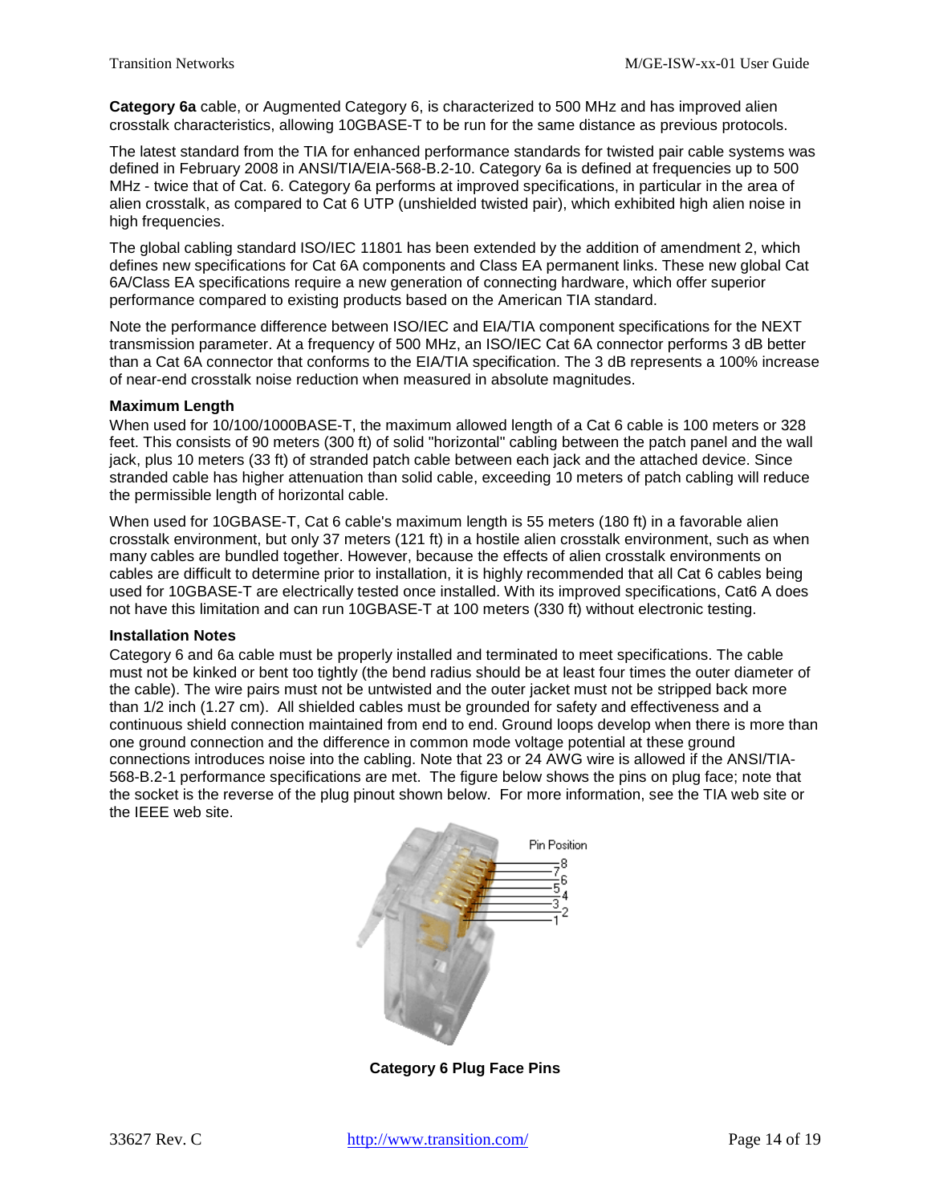**Category 6a** cable, or Augmented Category 6, is characterized to 500 MHz and has improved alien crosstalk characteristics, allowing 10GBASE-T to be run for the same distance as previous protocols.

The latest standard from the TIA for enhanced performance standards for twisted pair cable systems was defined in February 2008 in ANSI/TIA/EIA-568-B.2-10. Category 6a is defined at frequencies up to 500 MHz - twice that of Cat. 6. Category 6a performs at improved specifications, in particular in the area of alien crosstalk, as compared to Cat 6 UTP (unshielded twisted pair), which exhibited high alien noise in high frequencies.

The global cabling standard ISO/IEC 11801 has been extended by the addition of amendment 2, which defines new specifications for Cat 6A components and Class EA permanent links. These new global Cat 6A/Class EA specifications require a new generation of connecting hardware, which offer superior performance compared to existing products based on the American TIA standard.

Note the performance difference between ISO/IEC and EIA/TIA component specifications for the NEXT transmission parameter. At a frequency of 500 MHz, an ISO/IEC Cat 6A connector performs 3 dB better than a Cat 6A connector that conforms to the EIA/TIA specification. The 3 dB represents a 100% increase of near-end crosstalk noise reduction when measured in absolute magnitudes.

**Maximum Length**

When used for 10/100/1000BASE-T, the maximum allowed length of a Cat 6 cable is 100 meters or 328 feet. This consists of 90 meters (300 ft) of solid "horizontal" cabling between the patch panel and the wall jack, plus 10 meters (33 ft) of stranded patch cable between each jack and the attached device. Since stranded cable has higher attenuation than solid cable, exceeding 10 meters of patch cabling will reduce the permissible length of horizontal cable.

When used for 10GBASE-T, Cat 6 cable's maximum length is 55 meters (180 ft) in a favorable alien crosstalk environment, but only 37 meters (121 ft) in a hostile alien crosstalk environment, such as when many cables are bundled together. However, because the effects of alien crosstalk environments on cables are difficult to determine prior to installation, it is highly recommended that all Cat 6 cables being used for 10GBASE-T are electrically tested once installed. With its improved specifications, Cat6 A does not have this limitation and can run 10GBASE-T at 100 meters (330 ft) without electronic testing.

**Installation Notes**

Category 6 and 6a cable must be properly installed and terminated to meet specifications. The cable must not be kinked or bent too tightly (the bend radius should be at least four times the outer diameter of the cable). The wire pairs must not be untwisted and the outer jacket must not be stripped back more than 1/2 inch (1.27 cm). All shielded cables must be grounded for safety and effectiveness and a continuous shield connection maintained from end to end. Ground loops develop when there is more than one ground connection and the difference in common mode voltage potential at these ground connections introduces noise into the cabling. Note that 23 or 24 AWG wire is allowed if the ANSI/TIA-568-B.2-1 performance specifications are met. The figure below shows the pins on plug face; note that the socket is the reverse of the plug pinout shown below. For more information, see the TIA web site or the IEEE web site.

**Category 6 Plug Face Pins**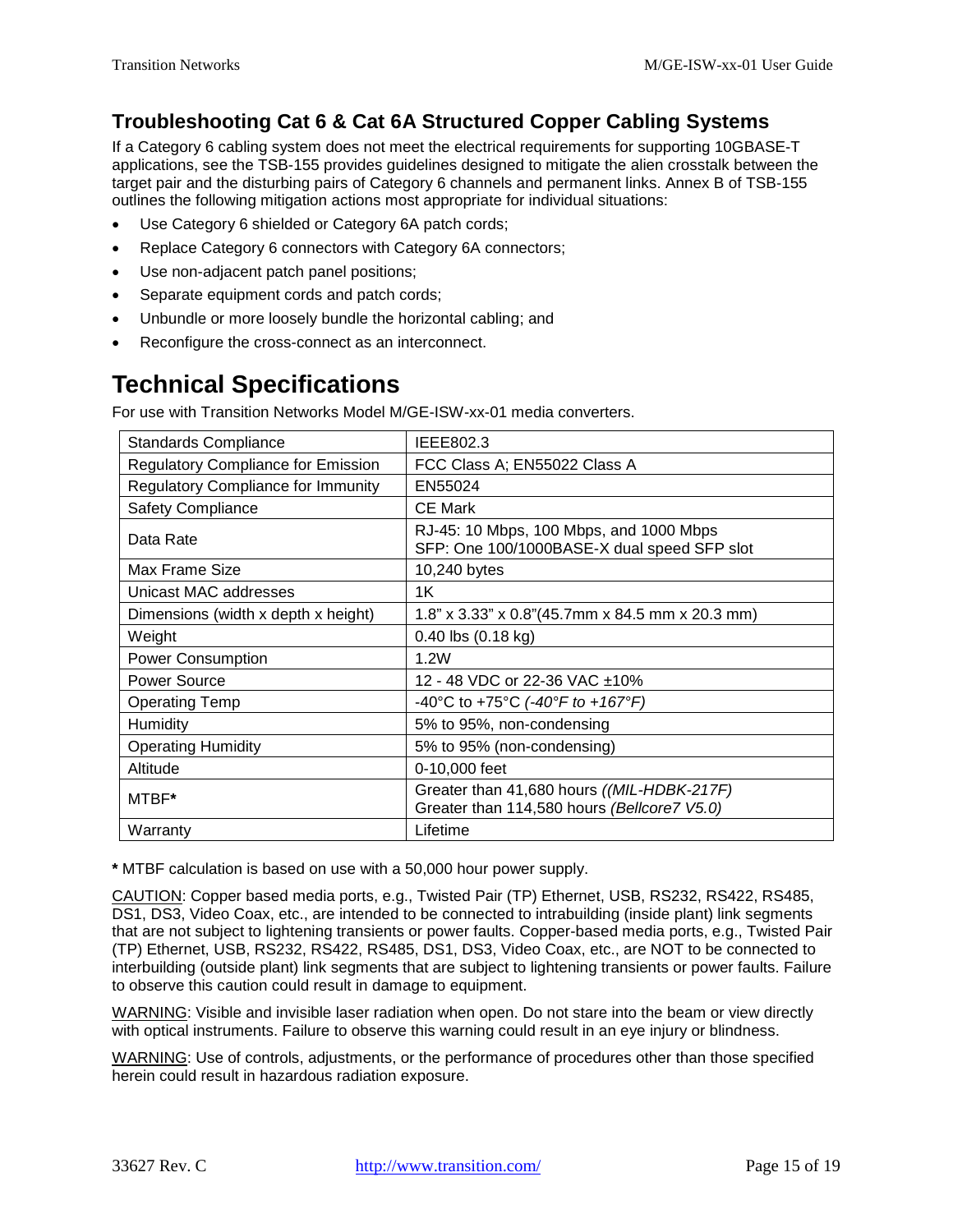## Troubleshooting Cat 6 & Cat 6A Structured Copper Cabling Systems

If a Category 6 cabling system does not meet the electrical requirements for supporting 10GBASE-T applications, see the TSB-155 provides guidelines designed to mitigate the alien crosstalk between the target pair and the disturbing pairs of Category 6 channels and permanent links. Annex B of TSB-155 outlines the following mitigation actions most appropriate for individual situations:

- Use Category 6 shielded or Category 6A patch cords;
- Replace Category 6 connectors with Category 6A connectors;
- Use non-adjacent patch panel positions;
- Separate equipment cords and patch cords;
- Unbundle or more loosely bundle the horizontal cabling; and
- Reconfigure the cross-connect as an interconnect.

# Technical Specifications

For use with Transition Networks Model M/GE-ISW-xx-01 media converters.

| Specification | Value |
|---|---|
| Standards Compliance | IEEE802.3 |
| Regulatory Compliance for Emission | FCC Class A; EN55022 Class A |
| Regulatory Compliance for Immunity | EN55024 |
| Safety Compliance | CE Mark |
| Data Rate | RJ-45: 10 Mbps, 100 Mbps, and 1000 Mbps<br>SFP: One 100/1000BASE-X dual speed SFP slot |
| Max Frame Size | 10,240 bytes |
| Unicast MAC addresses | 1K |
| Dimensions (width x depth x height) | 1.8” x 3.33” x 0.8”(45.7mm x 84.5 mm x 20.3 mm) |
| Weight | 0.40 lbs (0.18 kg) |
| Power Consumption | 1.2W |
| Power Source | 12 - 48 VDC or 22-36 VAC ±10% |
| Operating Temp | -40°C to +75°C *(-40°F to +167°F)* |
| Humidity | 5% to 95%, non-condensing |
| Operating Humidity | 5% to 95% (non-condensing) |
| Altitude | 0-10,000 feet |
| MTBF**\*** | Greater than 41,680 hours *((MIL-HDBK-217F)*<br>Greater than 114,580 hours *(Bellcore7 V5.0)* |
| Warranty | Lifetime |

**\*** MTBF calculation is based on use with a 50,000 hour power supply.

CAUTION: Copper based media ports, e.g., Twisted Pair (TP) Ethernet, USB, RS232, RS422, RS485, DS1, DS3, Video Coax, etc., are intended to be connected to intrabuilding (inside plant) link segments that are not subject to lightening transients or power faults. Copper-based media ports, e.g., Twisted Pair (TP) Ethernet, USB, RS232, RS422, RS485, DS1, DS3, Video Coax, etc., are NOT to be connected to interbuilding (outside plant) link segments that are subject to lightening transients or power faults. Failure to observe this caution could result in damage to equipment.

WARNING: Visible and invisible laser radiation when open. Do not stare into the beam or view directly with optical instruments. Failure to observe this warning could result in an eye injury or blindness.

WARNING: Use of controls, adjustments, or the performance of procedures other than those specified herein could result in hazardous radiation exposure.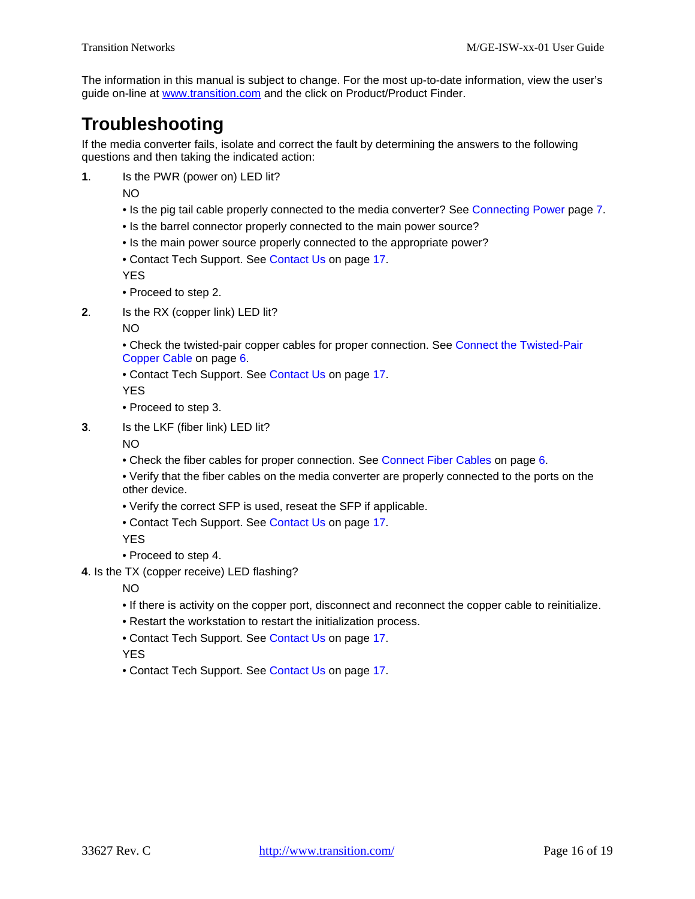The information in this manual is subject to change. For the most up-to-date information, view the user's guide on-line at www.transition.com and the click on Product/Product Finder.

# Troubleshooting

If the media converter fails, isolate and correct the fault by determining the answers to the following questions and then taking the indicated action:

**1**. Is the PWR (power on) LED lit?

NO

- Is the pig tail cable properly connected to the media converter? See Connecting Power page 7.
- Is the barrel connector properly connected to the main power source?
- Is the main power source properly connected to the appropriate power?
- Contact Tech Support. See Contact Us on page 17.

YES

- Proceed to step 2.

**2**. Is the RX (copper link) LED lit?

NO

- Check the twisted-pair copper cables for proper connection. See Connect the Twisted-Pair Copper Cable on page 6.
- Contact Tech Support. See Contact Us on page 17.

YES

- Proceed to step 3.

**3**. Is the LKF (fiber link) LED lit?

NO

- Check the fiber cables for proper connection. See Connect Fiber Cables on page 6.
- Verify that the fiber cables on the media converter are properly connected to the ports on the other device.
- Verify the correct SFP is used, reseat the SFP if applicable.
- Contact Tech Support. See Contact Us on page 17.

YES

- Proceed to step 4.

**4**. Is the TX (copper receive) LED flashing?

NO

- If there is activity on the copper port, disconnect and reconnect the copper cable to reinitialize.
- Restart the workstation to restart the initialization process.
- Contact Tech Support. See Contact Us on page 17.

YES

- Contact Tech Support. See Contact Us on page 17.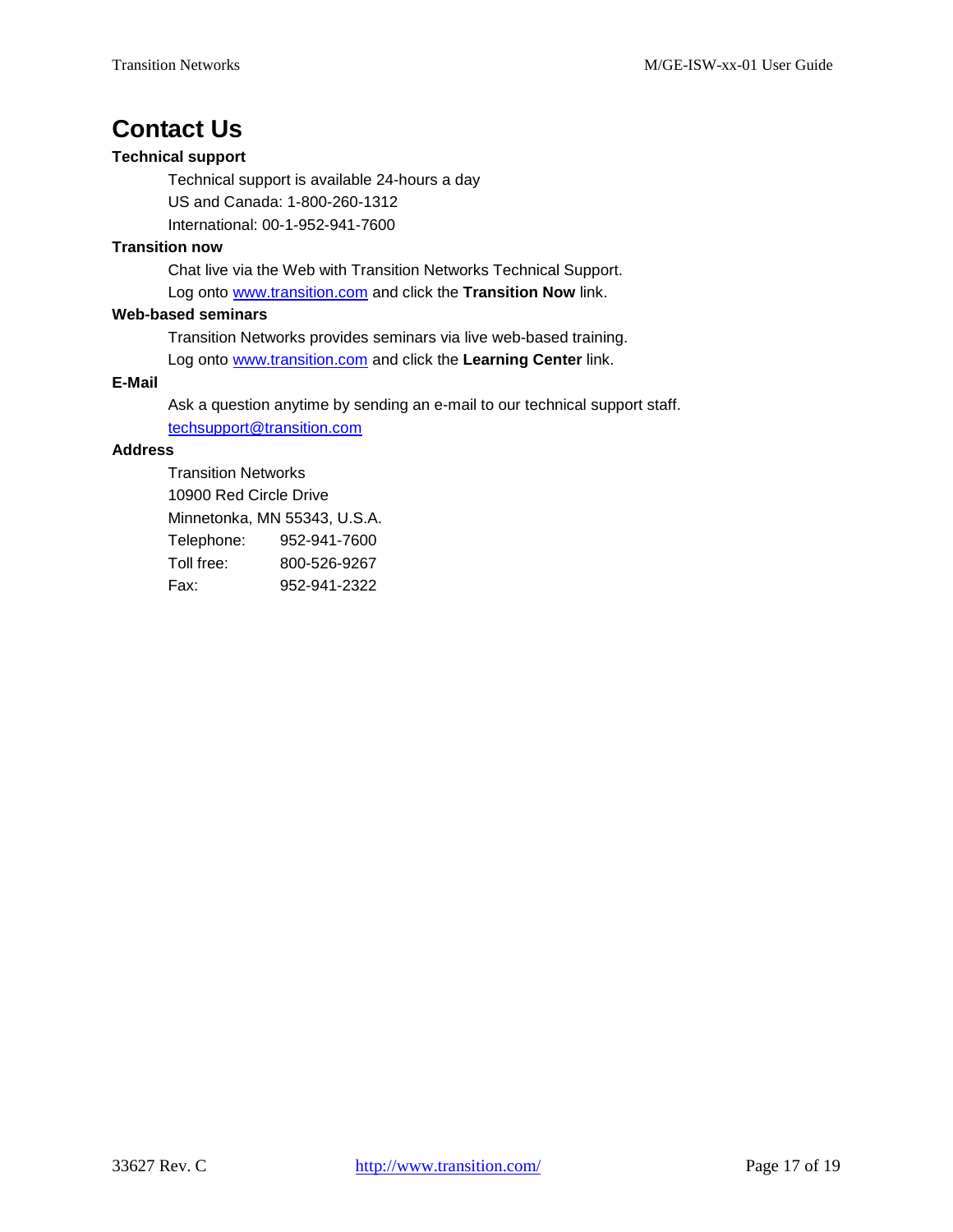# Contact Us

**Technical support**

Technical support is available 24-hours a day

US and Canada: 1-800-260-1312

International: 00-1-952-941-7600

**Transition now**

Chat live via the Web with Transition Networks Technical Support.

Log onto www.transition.com and click the **Transition Now** link.

**Web-based seminars**

Transition Networks provides seminars via live web-based training.

Log onto www.transition.com and click the **Learning Center** link.

**E-Mail**

Ask a question anytime by sending an e-mail to our technical support staff.

techsupport@transition.com

**Address**

Transition Networks
10900 Red Circle Drive
Minnetonka, MN 55343, U.S.A.

| | |
|---|---|
| Telephone: | 952-941-7600 |
| Toll free: | 800-526-9267 |
| Fax: | 952-941-2322 |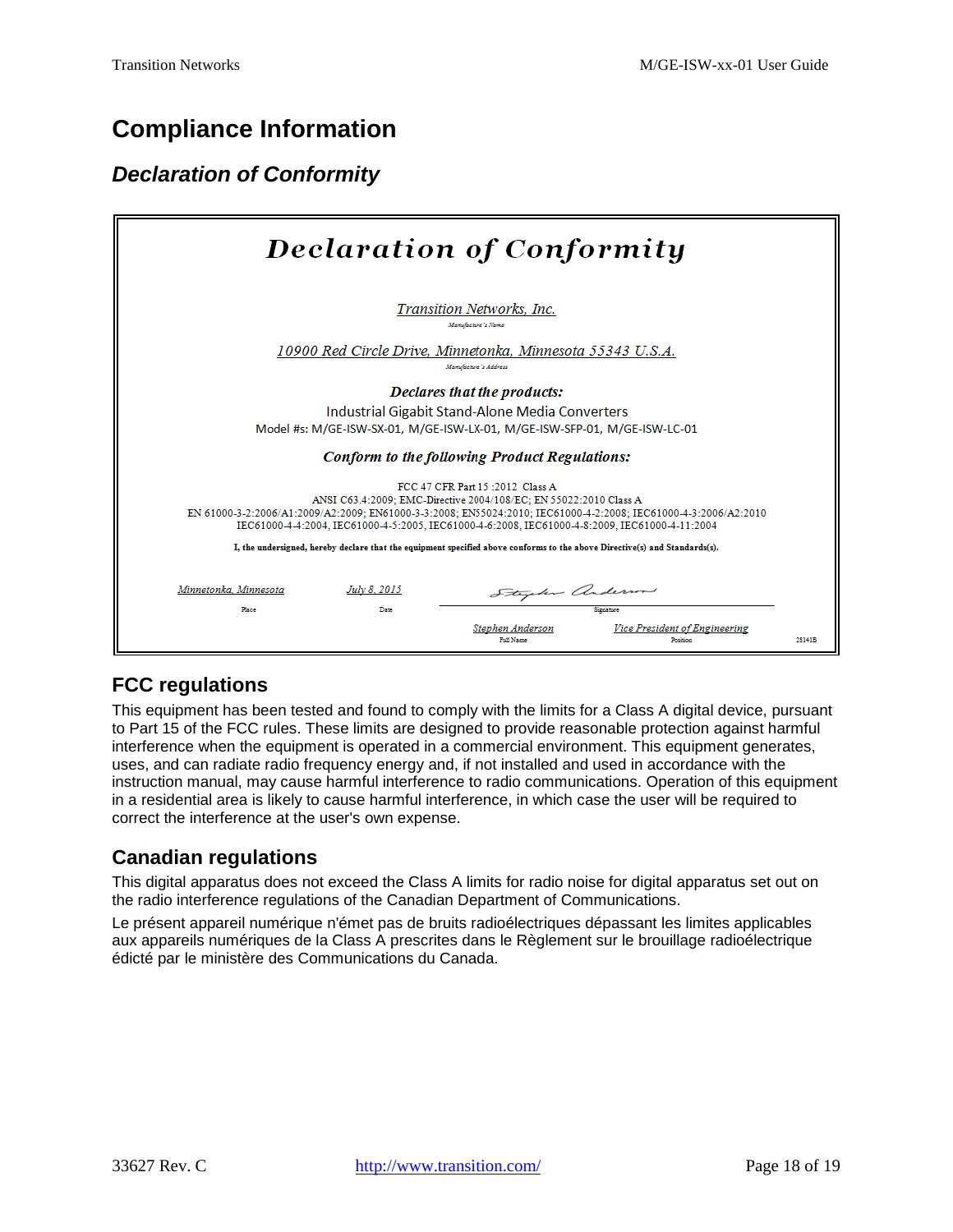# Compliance Information

## Declaration of Conformity

**Declaration of Conformity**

Transition Networks, Inc.
Manufacturer's Name

10900 Red Circle Drive, Minnetonka, Minnesota 55343 U.S.A.
Manufacturer's Address

***Declares that the products:***

Industrial Gigabit Stand-Alone Media Converters

Model #s: M/GE-ISW-SX-01, M/GE-ISW-LX-01, M/GE-ISW-SFP-01, M/GE-ISW-LC-01

***Conform to the following Product Regulations:***

FCC 47 CFR Part 15 :2012 Class A
ANSI C63.4:2009; EMC-Directive 2004/108/EC; EN 55022:2010 Class A
EN 61000-3-2:2006/A1:2009/A2:2009; EN61000-3-3:2008; EN55024:2010; IEC61000-4-2:2008; IEC61000-4-3:2006/A2:2010
IEC61000-4-4:2004, IEC61000-4-5:2005, IEC61000-4-6:2008, IEC61000-4-8:2009, IEC61000-4-11:2004

**I, the undersigned, hereby declare that the equipment specified above conforms to the above Directive(s) and Standards(s).**

| Minnetonka, Minnesota | July 8, 2015 | Stephen Anderson | |
|---|---|---|---|
| Place | Date | Signature | |
| | | Stephen Anderson | Vice President of Engineering |
| | | Full Name | Position |

28141B

## FCC regulations

This equipment has been tested and found to comply with the limits for a Class A digital device, pursuant to Part 15 of the FCC rules. These limits are designed to provide reasonable protection against harmful interference when the equipment is operated in a commercial environment. This equipment generates, uses, and can radiate radio frequency energy and, if not installed and used in accordance with the instruction manual, may cause harmful interference to radio communications. Operation of this equipment in a residential area is likely to cause harmful interference, in which case the user will be required to correct the interference at the user's own expense.

## Canadian regulations

This digital apparatus does not exceed the Class A limits for radio noise for digital apparatus set out on the radio interference regulations of the Canadian Department of Communications.

Le présent appareil numérique n'émet pas de bruits radioélectriques dépassant les limites applicables aux appareils numériques de la Class A prescrites dans le Règlement sur le brouillage radioélectrique édicté par le ministère des Communications du Canada.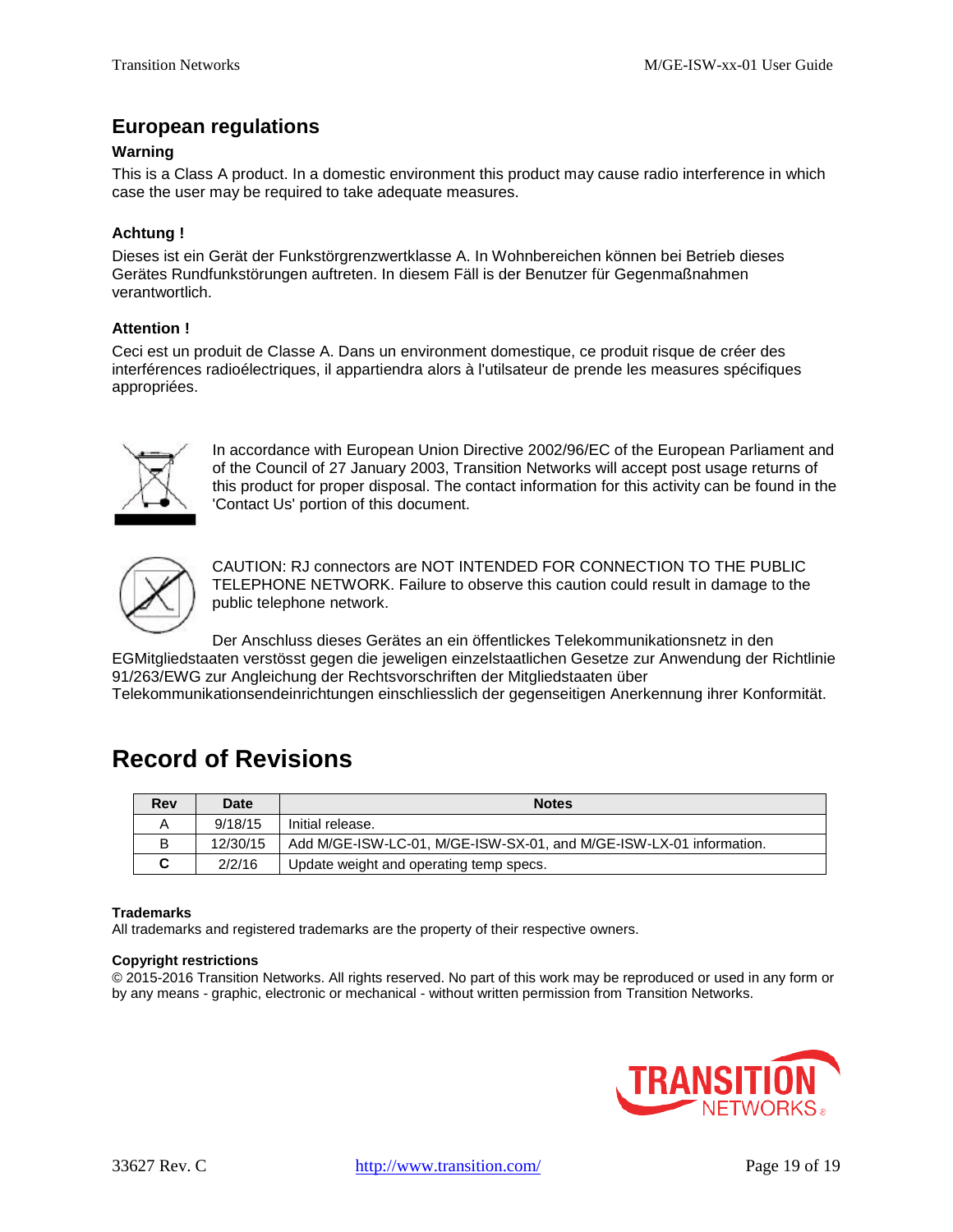## European regulations

### Warning

This is a Class A product. In a domestic environment this product may cause radio interference in which case the user may be required to take adequate measures.

### Achtung !

Dieses ist ein Gerät der Funkstörgrenzwertklasse A. In Wohnbereichen können bei Betrieb dieses Gerätes Rundfunkstörungen auftreten. In diesem Fäll is der Benutzer für Gegenmaßnahmen verantwortlich.

### Attention !

Ceci est un produit de Classe A. Dans un environment domestique, ce produit risque de créer des interférences radioélectriques, il appartiendra alors à l'utilsateur de prende les measures spécifiques appropriées.

In accordance with European Union Directive 2002/96/EC of the European Parliament and of the Council of 27 January 2003, Transition Networks will accept post usage returns of this product for proper disposal. The contact information for this activity can be found in the 'Contact Us' portion of this document.

CAUTION: RJ connectors are NOT INTENDED FOR CONNECTION TO THE PUBLIC TELEPHONE NETWORK. Failure to observe this caution could result in damage to the public telephone network.

Der Anschluss dieses Gerätes an ein öffentlickes Telekommunikationsnetz in den EGMitgliedstaaten verstösst gegen die jeweligen einzelstaatlichen Gesetze zur Anwendung der Richtlinie 91/263/EWG zur Angleichung der Rechtsvorschriften der Mitgliedstaaten über Telekommunikationsendeinrichtungen einschliesslich der gegenseitigen Anerkennung ihrer Konformität.

# Record of Revisions

| Rev | Date | Notes |
|---|---|---|
| A | 9/18/15 | Initial release. |
| B | 12/30/15 | Add M/GE-ISW-LC-01, M/GE-ISW-SX-01, and M/GE-ISW-LX-01 information. |
| **C** | 2/2/16 | Update weight and operating temp specs. |

**Trademarks**
All trademarks and registered trademarks are the property of their respective owners.

**Copyright restrictions**
© 2015-2016 Transition Networks. All rights reserved. No part of this work may be reproduced or used in any form or by any means - graphic, electronic or mechanical - without written permission from Transition Networks.

33627 Rev. C http://www.transition.com/